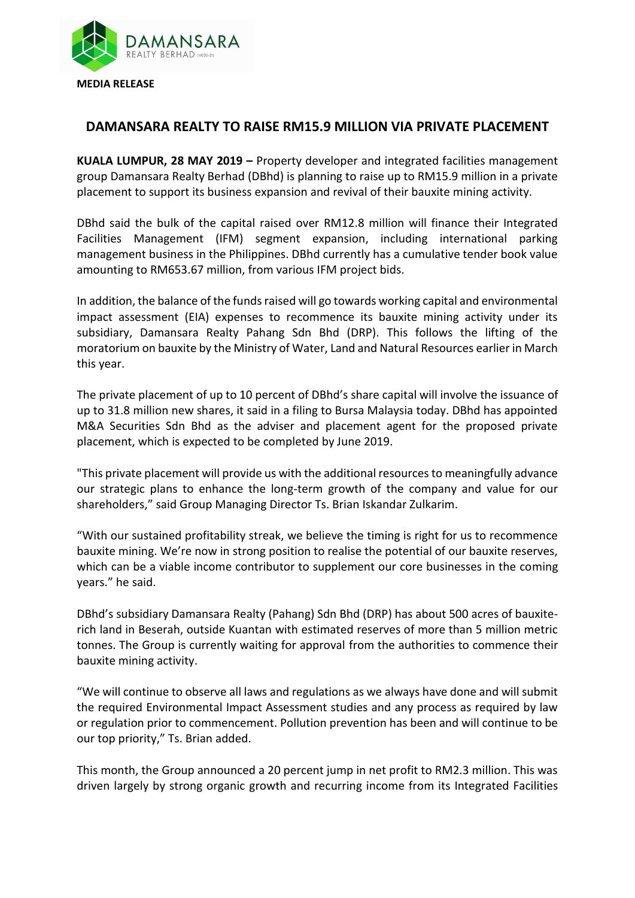**MEDIA RELEASE**

# DAMANSARA REALTY TO RAISE RM15.9 MILLION VIA PRIVATE PLACEMENT

**KUALA LUMPUR, 28 MAY 2019 –** Property developer and integrated facilities management group Damansara Realty Berhad (DBhd) is planning to raise up to RM15.9 million in a private placement to support its business expansion and revival of their bauxite mining activity.

DBhd said the bulk of the capital raised over RM12.8 million will finance their Integrated Facilities Management (IFM) segment expansion, including international parking management business in the Philippines. DBhd currently has a cumulative tender book value amounting to RM653.67 million, from various IFM project bids.

In addition, the balance of the funds raised will go towards working capital and environmental impact assessment (EIA) expenses to recommence its bauxite mining activity under its subsidiary, Damansara Realty Pahang Sdn Bhd (DRP). This follows the lifting of the moratorium on bauxite by the Ministry of Water, Land and Natural Resources earlier in March this year.

The private placement of up to 10 percent of DBhd's share capital will involve the issuance of up to 31.8 million new shares, it said in a filing to Bursa Malaysia today. DBhd has appointed M&A Securities Sdn Bhd as the adviser and placement agent for the proposed private placement, which is expected to be completed by June 2019.

"This private placement will provide us with the additional resources to meaningfully advance our strategic plans to enhance the long-term growth of the company and value for our shareholders," said Group Managing Director Ts. Brian Iskandar Zulkarim.

"With our sustained profitability streak, we believe the timing is right for us to recommence bauxite mining. We're now in strong position to realise the potential of our bauxite reserves, which can be a viable income contributor to supplement our core businesses in the coming years." he said.

DBhd's subsidiary Damansara Realty (Pahang) Sdn Bhd (DRP) has about 500 acres of bauxite-rich land in Beserah, outside Kuantan with estimated reserves of more than 5 million metric tonnes. The Group is currently waiting for approval from the authorities to commence their bauxite mining activity.

"We will continue to observe all laws and regulations as we always have done and will submit the required Environmental Impact Assessment studies and any process as required by law or regulation prior to commencement. Pollution prevention has been and will continue to be our top priority," Ts. Brian added.

This month, the Group announced a 20 percent jump in net profit to RM2.3 million. This was driven largely by strong organic growth and recurring income from its Integrated Facilities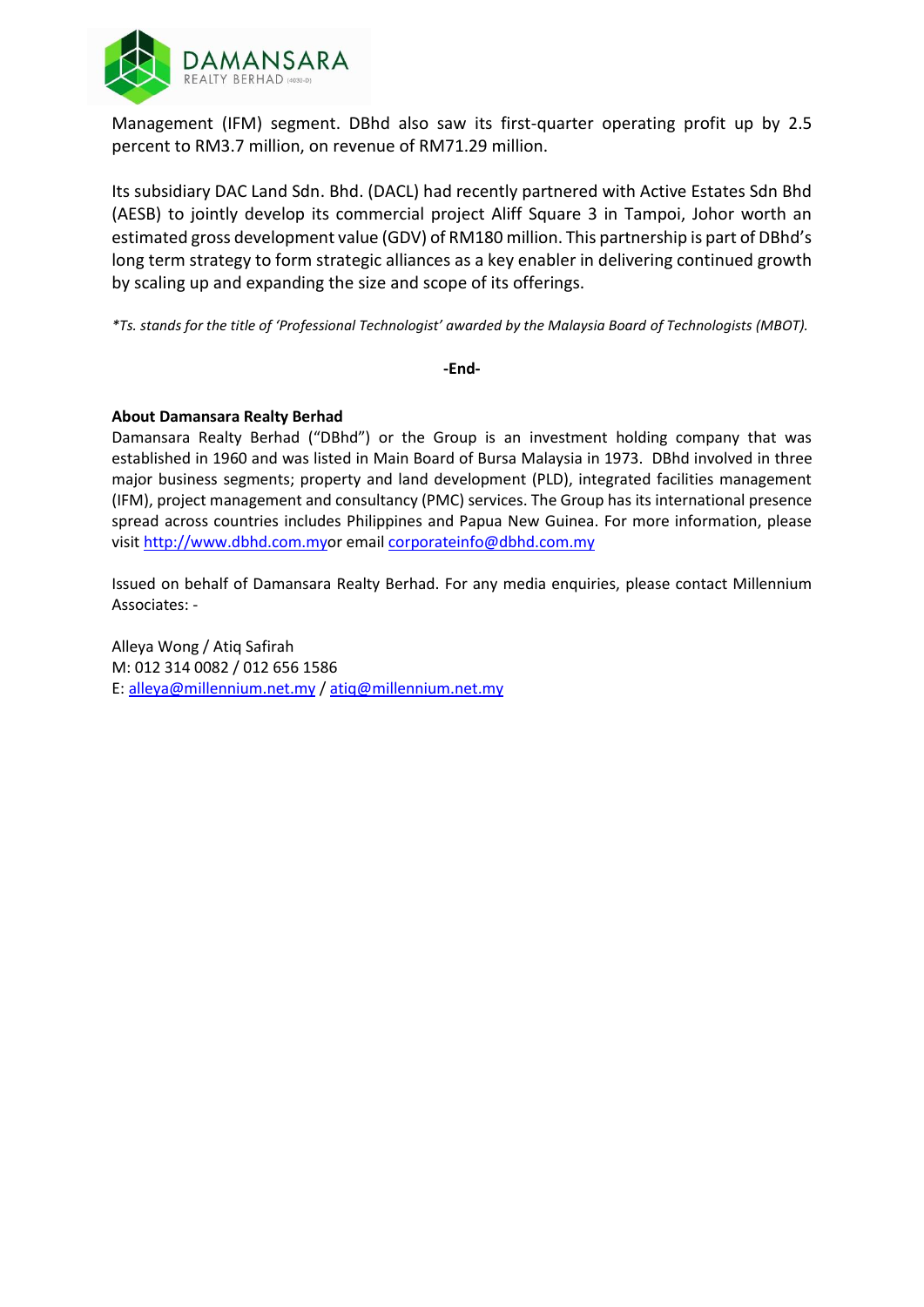Management (IFM) segment. DBhd also saw its first-quarter operating profit up by 2.5 percent to RM3.7 million, on revenue of RM71.29 million.

Its subsidiary DAC Land Sdn. Bhd. (DACL) had recently partnered with Active Estates Sdn Bhd (AESB) to jointly develop its commercial project Aliff Square 3 in Tampoi, Johor worth an estimated gross development value (GDV) of RM180 million. This partnership is part of DBhd's long term strategy to form strategic alliances as a key enabler in delivering continued growth by scaling up and expanding the size and scope of its offerings.

*\*Ts. stands for the title of 'Professional Technologist' awarded by the Malaysia Board of Technologists (MBOT).*

**-End-**

**About Damansara Realty Berhad**

Damansara Realty Berhad ("DBhd") or the Group is an investment holding company that was established in 1960 and was listed in Main Board of Bursa Malaysia in 1973. DBhd involved in three major business segments; property and land development (PLD), integrated facilities management (IFM), project management and consultancy (PMC) services. The Group has its international presence spread across countries includes Philippines and Papua New Guinea. For more information, please visit http://www.dbhd.com.myor email corporateinfo@dbhd.com.my

Issued on behalf of Damansara Realty Berhad. For any media enquiries, please contact Millennium Associates: -

Alleya Wong / Atiq Safirah
M: 012 314 0082 / 012 656 1586
E: alleya@millennium.net.my / atiq@millennium.net.my